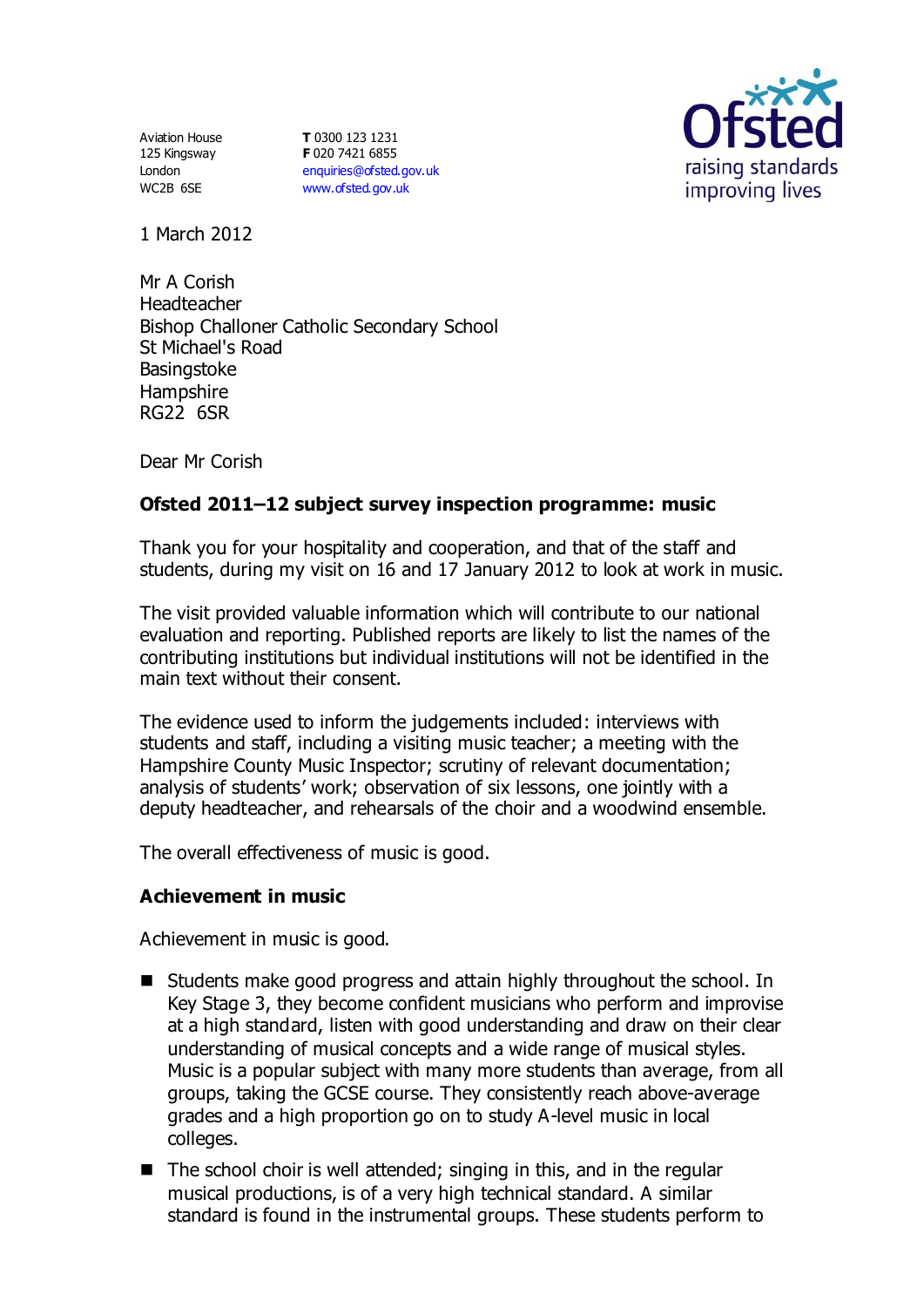Aviation House
125 Kingsway
London
WC2B 6SE

**T** 0300 123 1231
**F** 020 7421 6855
enquiries@ofsted.gov.uk
www.ofsted.gov.uk

1 March 2012

Mr A Corish
Headteacher
Bishop Challoner Catholic Secondary School
St Michael's Road
Basingstoke
Hampshire
RG22 6SR

Dear Mr Corish

**Ofsted 2011–12 subject survey inspection programme: music**

Thank you for your hospitality and cooperation, and that of the staff and students, during my visit on 16 and 17 January 2012 to look at work in music.

The visit provided valuable information which will contribute to our national evaluation and reporting. Published reports are likely to list the names of the contributing institutions but individual institutions will not be identified in the main text without their consent.

The evidence used to inform the judgements included: interviews with students and staff, including a visiting music teacher; a meeting with the Hampshire County Music Inspector; scrutiny of relevant documentation; analysis of students' work; observation of six lessons, one jointly with a deputy headteacher, and rehearsals of the choir and a woodwind ensemble.

The overall effectiveness of music is good.

## Achievement in music

Achievement in music is good.

- Students make good progress and attain highly throughout the school. In Key Stage 3, they become confident musicians who perform and improvise at a high standard, listen with good understanding and draw on their clear understanding of musical concepts and a wide range of musical styles. Music is a popular subject with many more students than average, from all groups, taking the GCSE course. They consistently reach above-average grades and a high proportion go on to study A-level music in local colleges.
- The school choir is well attended; singing in this, and in the regular musical productions, is of a very high technical standard. A similar standard is found in the instrumental groups. These students perform to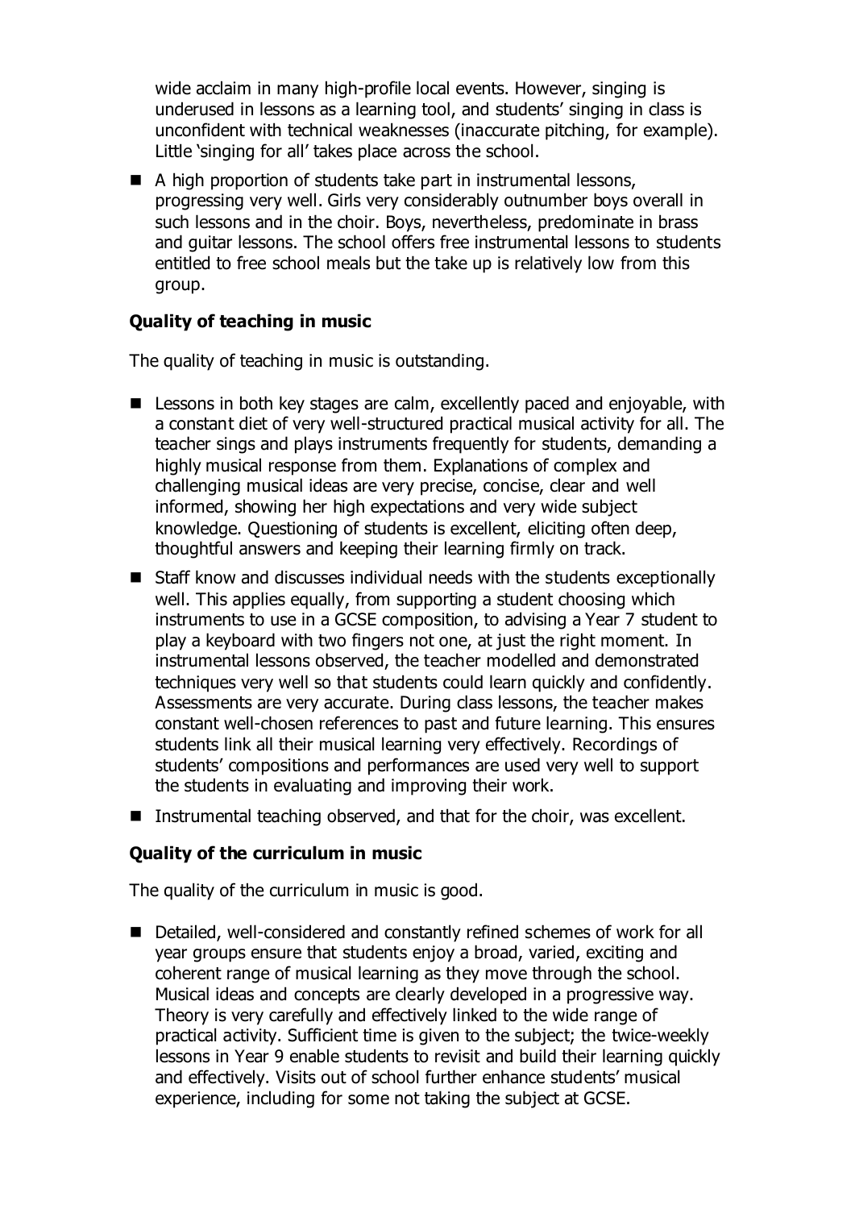wide acclaim in many high-profile local events. However, singing is underused in lessons as a learning tool, and students' singing in class is unconfident with technical weaknesses (inaccurate pitching, for example). Little 'singing for all' takes place across the school.

- A high proportion of students take part in instrumental lessons, progressing very well. Girls very considerably outnumber boys overall in such lessons and in the choir. Boys, nevertheless, predominate in brass and guitar lessons. The school offers free instrumental lessons to students entitled to free school meals but the take up is relatively low from this group.

### Quality of teaching in music

The quality of teaching in music is outstanding.

- Lessons in both key stages are calm, excellently paced and enjoyable, with a constant diet of very well-structured practical musical activity for all. The teacher sings and plays instruments frequently for students, demanding a highly musical response from them. Explanations of complex and challenging musical ideas are very precise, concise, clear and well informed, showing her high expectations and very wide subject knowledge. Questioning of students is excellent, eliciting often deep, thoughtful answers and keeping their learning firmly on track.
- Staff know and discusses individual needs with the students exceptionally well. This applies equally, from supporting a student choosing which instruments to use in a GCSE composition, to advising a Year 7 student to play a keyboard with two fingers not one, at just the right moment. In instrumental lessons observed, the teacher modelled and demonstrated techniques very well so that students could learn quickly and confidently. Assessments are very accurate. During class lessons, the teacher makes constant well-chosen references to past and future learning. This ensures students link all their musical learning very effectively. Recordings of students' compositions and performances are used very well to support the students in evaluating and improving their work.
- Instrumental teaching observed, and that for the choir, was excellent.

### Quality of the curriculum in music

The quality of the curriculum in music is good.

- Detailed, well-considered and constantly refined schemes of work for all year groups ensure that students enjoy a broad, varied, exciting and coherent range of musical learning as they move through the school. Musical ideas and concepts are clearly developed in a progressive way. Theory is very carefully and effectively linked to the wide range of practical activity. Sufficient time is given to the subject; the twice-weekly lessons in Year 9 enable students to revisit and build their learning quickly and effectively. Visits out of school further enhance students' musical experience, including for some not taking the subject at GCSE.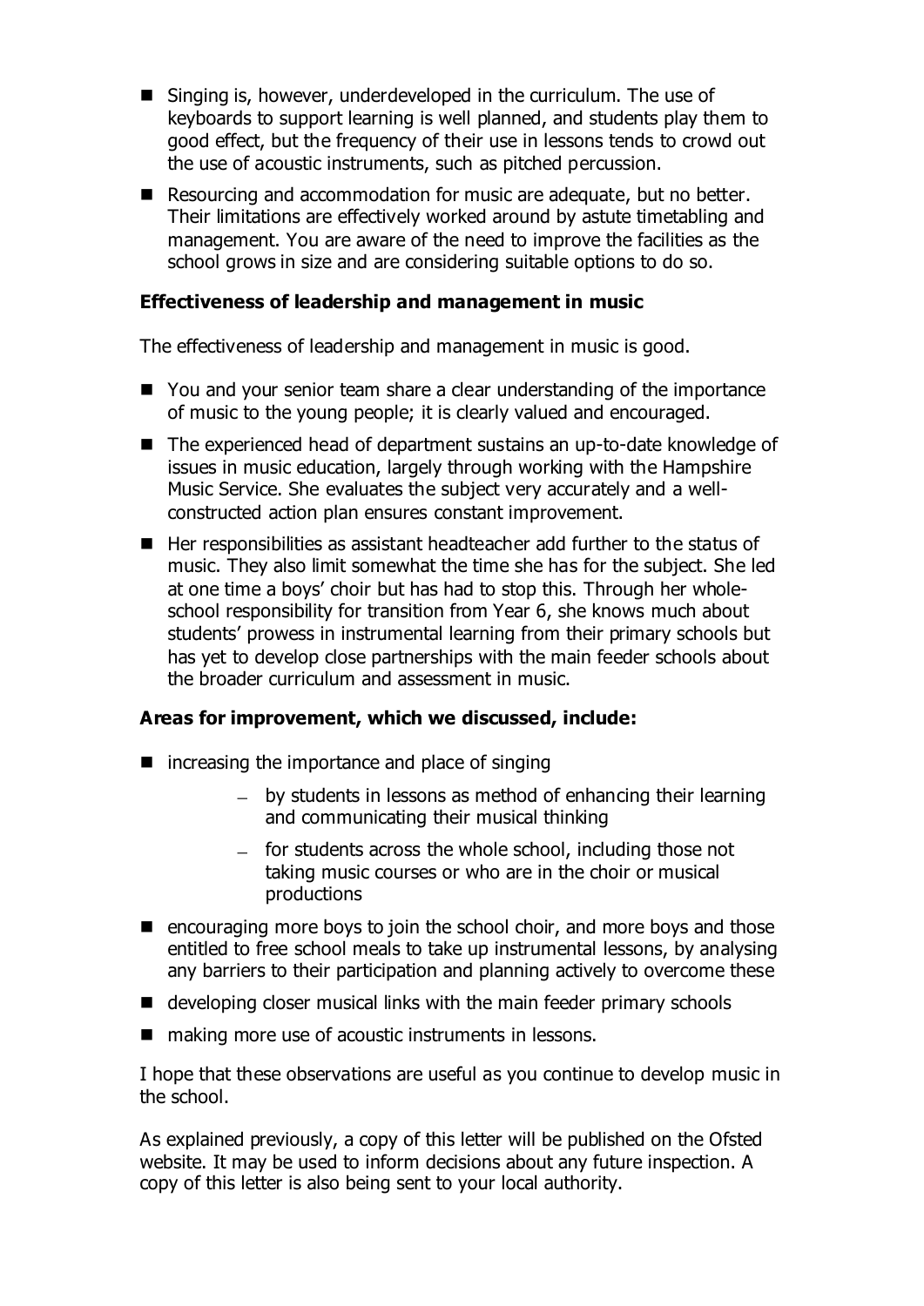- Singing is, however, underdeveloped in the curriculum. The use of keyboards to support learning is well planned, and students play them to good effect, but the frequency of their use in lessons tends to crowd out the use of acoustic instruments, such as pitched percussion.
- Resourcing and accommodation for music are adequate, but no better. Their limitations are effectively worked around by astute timetabling and management. You are aware of the need to improve the facilities as the school grows in size and are considering suitable options to do so.

**Effectiveness of leadership and management in music**

The effectiveness of leadership and management in music is good.

- You and your senior team share a clear understanding of the importance of music to the young people; it is clearly valued and encouraged.
- The experienced head of department sustains an up-to-date knowledge of issues in music education, largely through working with the Hampshire Music Service. She evaluates the subject very accurately and a well-constructed action plan ensures constant improvement.
- Her responsibilities as assistant headteacher add further to the status of music. They also limit somewhat the time she has for the subject. She led at one time a boys' choir but has had to stop this. Through her whole-school responsibility for transition from Year 6, she knows much about students' prowess in instrumental learning from their primary schools but has yet to develop close partnerships with the main feeder schools about the broader curriculum and assessment in music.

**Areas for improvement, which we discussed, include:**

- increasing the importance and place of singing
  - by students in lessons as method of enhancing their learning and communicating their musical thinking
  - for students across the whole school, including those not taking music courses or who are in the choir or musical productions
- encouraging more boys to join the school choir, and more boys and those entitled to free school meals to take up instrumental lessons, by analysing any barriers to their participation and planning actively to overcome these
- developing closer musical links with the main feeder primary schools
- making more use of acoustic instruments in lessons.

I hope that these observations are useful as you continue to develop music in the school.

As explained previously, a copy of this letter will be published on the Ofsted website. It may be used to inform decisions about any future inspection. A copy of this letter is also being sent to your local authority.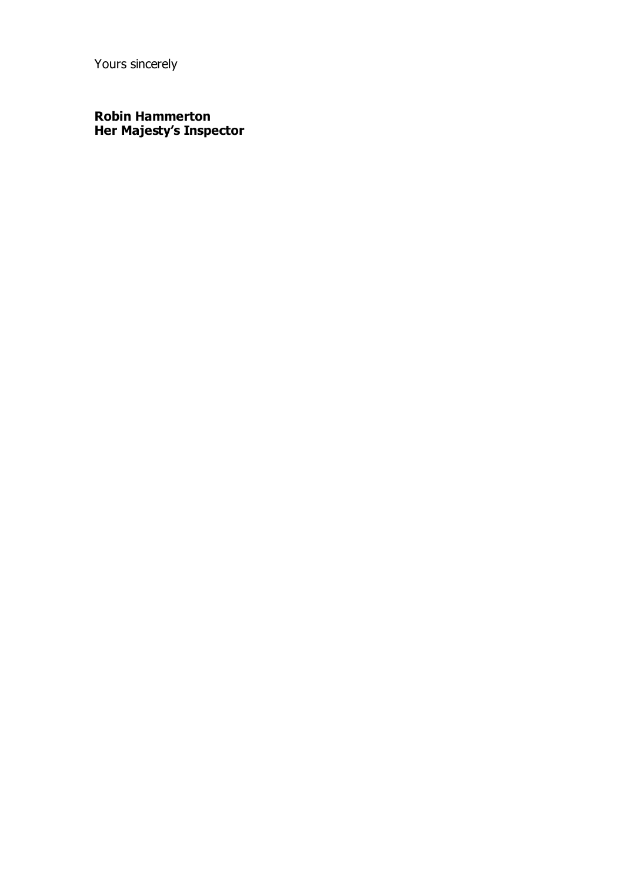Yours sincerely

**Robin Hammerton**
**Her Majesty's Inspector**